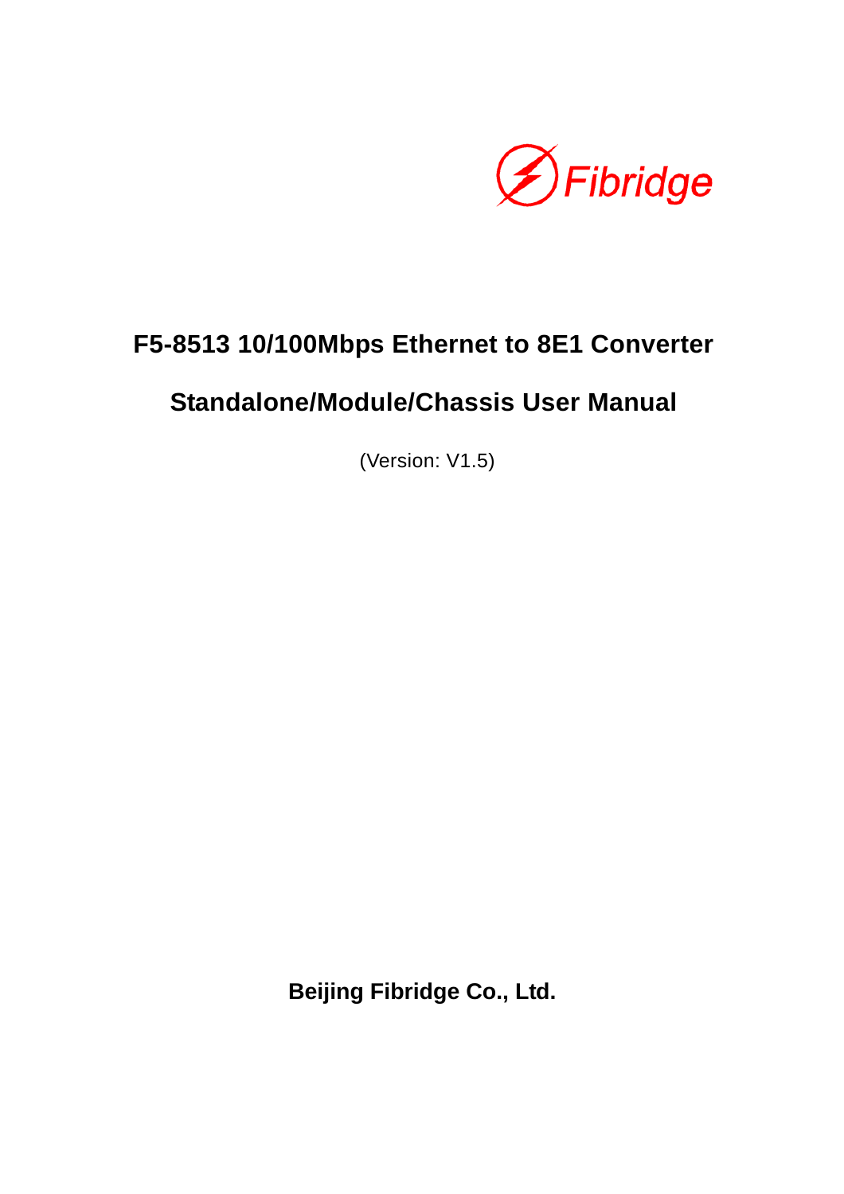Fibridge

# F5-8513 10/100Mbps Ethernet to 8E1 Converter

# Standalone/Module/Chassis User Manual

(Version: V1.5)

**Beijing Fibridge Co., Ltd.**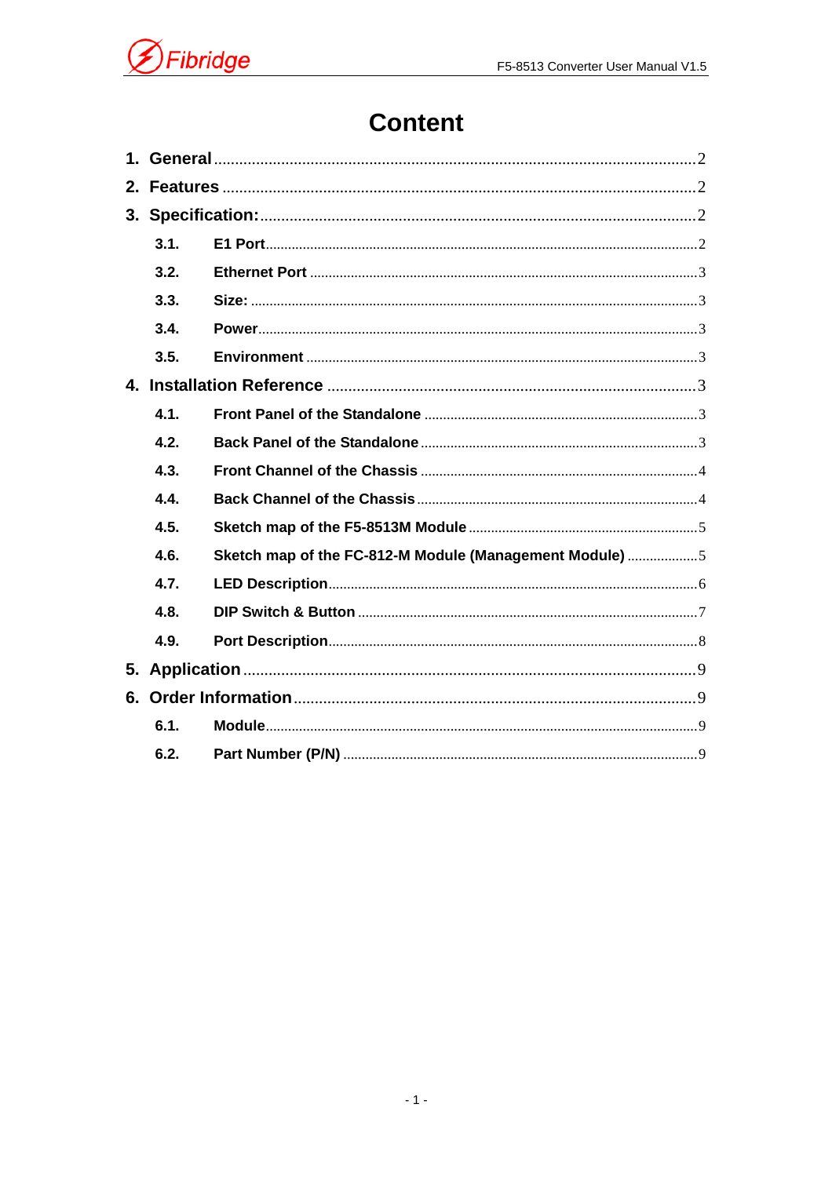# Content

1. General ........ 2
2. Features ........ 2
3. Specification: ........ 2
   - 3.1. E1 Port ........ 2
   - 3.2. Ethernet Port ........ 3
   - 3.3. Size: ........ 3
   - 3.4. Power ........ 3
   - 3.5. Environment ........ 3
4. Installation Reference ........ 3
   - 4.1. Front Panel of the Standalone ........ 3
   - 4.2. Back Panel of the Standalone ........ 3
   - 4.3. Front Channel of the Chassis ........ 4
   - 4.4. Back Channel of the Chassis ........ 4
   - 4.5. Sketch map of the F5-8513M Module ........ 5
   - 4.6. Sketch map of the FC-812-M Module (Management Module) ........ 5
   - 4.7. LED Description ........ 6
   - 4.8. DIP Switch & Button ........ 7
   - 4.9. Port Description ........ 8
5. Application ........ 9
6. Order Information ........ 9
   - 6.1. Module ........ 9
   - 6.2. Part Number (P/N) ........ 9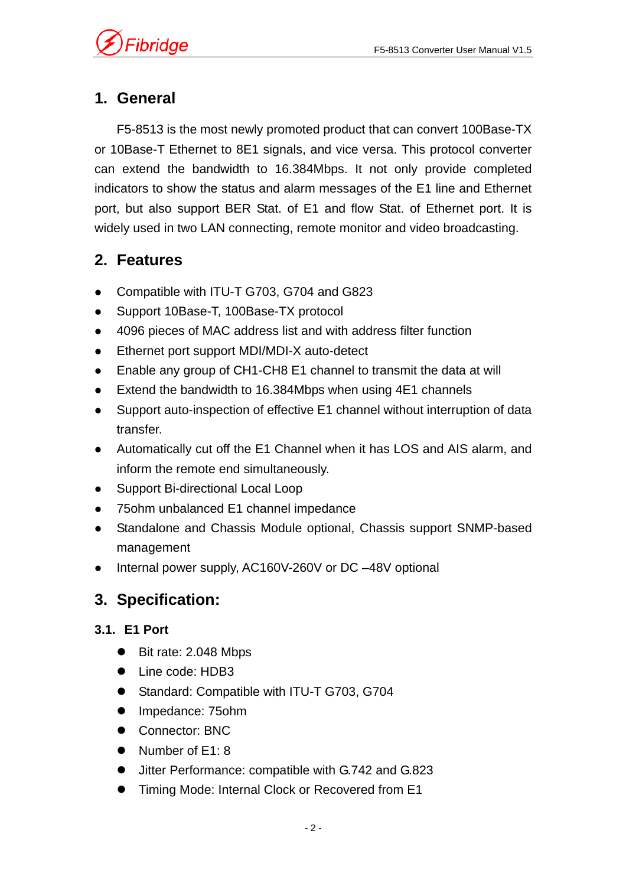# 1. General

F5-8513 is the most newly promoted product that can convert 100Base-TX or 10Base-T Ethernet to 8E1 signals, and vice versa. This protocol converter can extend the bandwidth to 16.384Mbps. It not only provide completed indicators to show the status and alarm messages of the E1 line and Ethernet port, but also support BER Stat. of E1 and flow Stat. of Ethernet port. It is widely used in two LAN connecting, remote monitor and video broadcasting.

# 2. Features

- Compatible with ITU-T G703, G704 and G823
- Support 10Base-T, 100Base-TX protocol
- 4096 pieces of MAC address list and with address filter function
- Ethernet port support MDI/MDI-X auto-detect
- Enable any group of CH1-CH8 E1 channel to transmit the data at will
- Extend the bandwidth to 16.384Mbps when using 4E1 channels
- Support auto-inspection of effective E1 channel without interruption of data transfer.
- Automatically cut off the E1 Channel when it has LOS and AIS alarm, and inform the remote end simultaneously.
- Support Bi-directional Local Loop
- 75ohm unbalanced E1 channel impedance
- Standalone and Chassis Module optional, Chassis support SNMP-based management
- Internal power supply, AC160V-260V or DC –48V optional

# 3. Specification:

## 3.1. E1 Port

- Bit rate: 2.048 Mbps
- Line code: HDB3
- Standard: Compatible with ITU-T G703, G704
- Impedance: 75ohm
- Connector: BNC
- Number of E1: 8
- Jitter Performance: compatible with G.742 and G.823
- Timing Mode: Internal Clock or Recovered from E1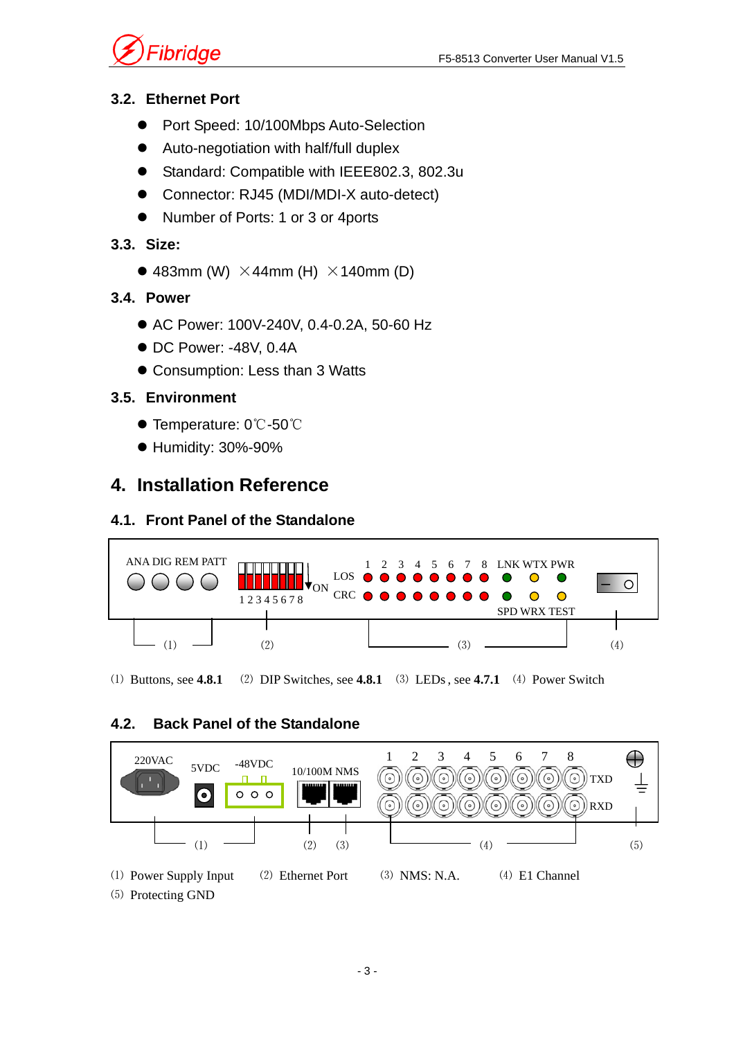### 3.2. Ethernet Port

- Port Speed: 10/100Mbps Auto-Selection
- Auto-negotiation with half/full duplex
- Standard: Compatible with IEEE802.3, 802.3u
- Connector: RJ45 (MDI/MDI-X auto-detect)
- Number of Ports: 1 or 3 or 4ports

### 3.3. Size:

- 483mm (W) ×44mm (H) ×140mm (D)

### 3.4. Power

- AC Power: 100V-240V, 0.4-0.2A, 50-60 Hz
- DC Power: -48V, 0.4A
- Consumption: Less than 3 Watts

### 3.5. Environment

- Temperature: 0℃-50℃
- Humidity: 30%-90%

## 4. Installation Reference

### 4.1. Front Panel of the Standalone

ANA DIG REM PATT    1 2 3 4 5 6 7 8 ON    LOS CRC 1 2 3 4 5 6 7 8    LNK WTX PWR    SPD WRX TEST

(1) (2) (3) (4)

(1) Buttons, see **4.8.1** (2) DIP Switches, see **4.8.1** (3) LEDs , see **4.7.1** (4) Power Switch

### 4.2. Back Panel of the Standalone

220VAC 5VDC -48VDC 10/100M NMS 1 2 3 4 5 6 7 8 TXD RXD

(1) (2) (3) (4) (5)

(1) Power Supply Input (2) Ethernet Port (3) NMS: N.A. (4) E1 Channel
(5) Protecting GND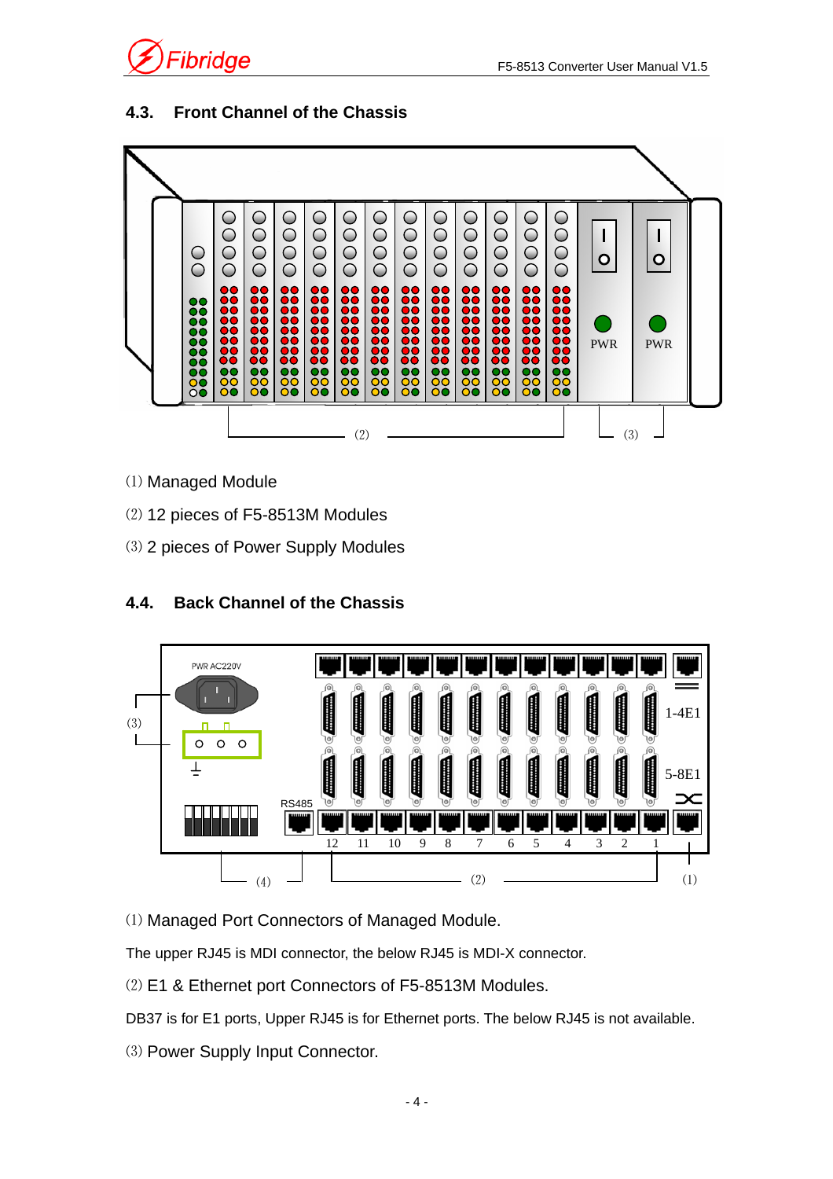## 4.3. Front Channel of the Chassis

(1) Managed Module

(2) 12 pieces of F5-8513M Modules

(3) 2 pieces of Power Supply Modules

## 4.4. Back Channel of the Chassis

(1) Managed Port Connectors of Managed Module.

The upper RJ45 is MDI connector, the below RJ45 is MDI-X connector.

(2) E1 & Ethernet port Connectors of F5-8513M Modules.

DB37 is for E1 ports, Upper RJ45 is for Ethernet ports. The below RJ45 is not available.

(3) Power Supply Input Connector.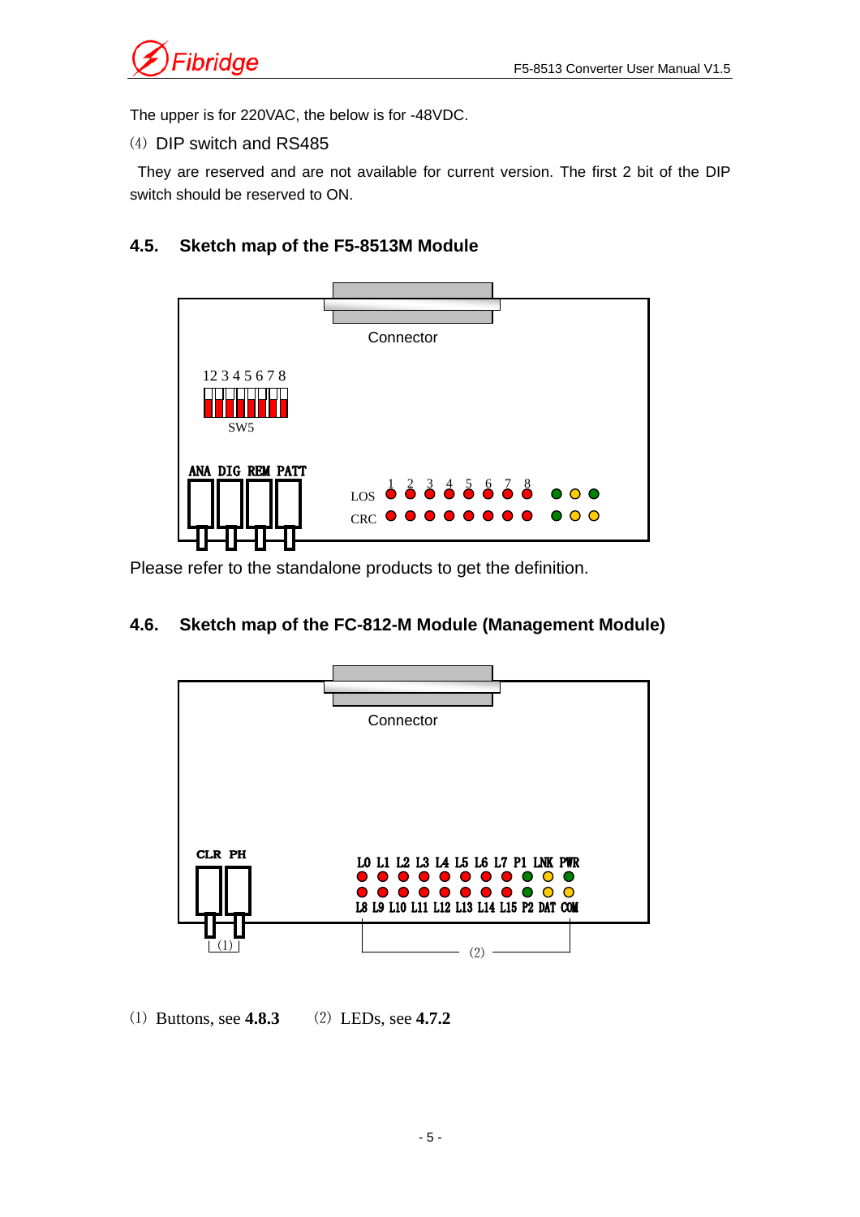The upper is for 220VAC, the below is for -48VDC.

(4) DIP switch and RS485

They are reserved and are not available for current version. The first 2 bit of the DIP switch should be reserved to ON.

## 4.5. Sketch map of the F5-8513M Module

Connector

1 2 3 4 5 6 7 8

SW5

ANA DIG REM PATT

LOS 1 2 3 4 5 6 7 8

CRC

Please refer to the standalone products to get the definition.

## 4.6. Sketch map of the FC-812-M Module (Management Module)

Connector

CLR PH

L0 L1 L2 L3 L4 L5 L6 L7 P1 LNK PWR

L8 L9 L10 L11 L12 L13 L14 L15 P2 DAT COM

(1) (2)

(1) Buttons, see **4.8.3** (2) LEDs, see **4.7.2**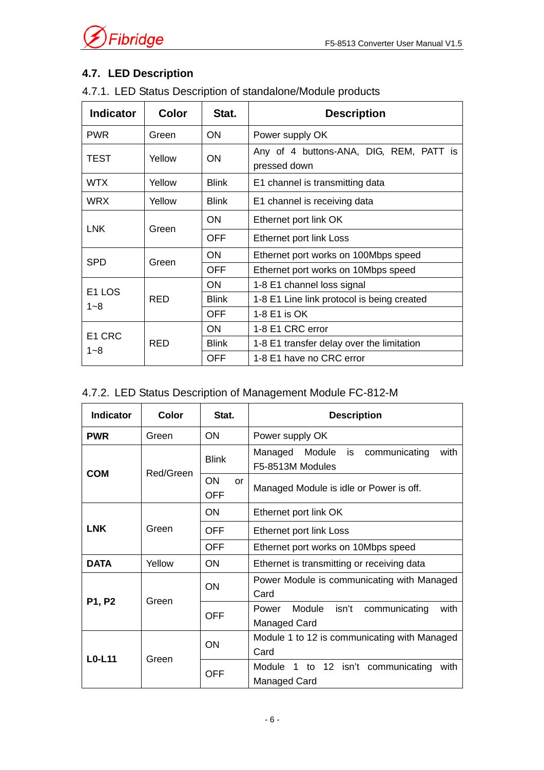## 4.7. LED Description

### 4.7.1. LED Status Description of standalone/Module products

| Indicator | Color | Stat. | Description |
|---|---|---|---|
| PWR | Green | ON | Power supply OK |
| TEST | Yellow | ON | Any of 4 buttons-ANA, DIG, REM, PATT is pressed down |
| WTX | Yellow | Blink | E1 channel is transmitting data |
| WRX | Yellow | Blink | E1 channel is receiving data |
| LNK | Green | ON | Ethernet port link OK |
| | | OFF | Ethernet port link Loss |
| SPD | Green | ON | Ethernet port works on 100Mbps speed |
| | | OFF | Ethernet port works on 10Mbps speed |
| E1 LOS 1~8 | RED | ON | 1-8 E1 channel loss signal |
| | | Blink | 1-8 E1 Line link protocol is being created |
| | | OFF | 1-8 E1 is OK |
| E1 CRC 1~8 | RED | ON | 1-8 E1 CRC error |
| | | Blink | 1-8 E1 transfer delay over the limitation |
| | | OFF | 1-8 E1 have no CRC error |

### 4.7.2. LED Status Description of Management Module FC-812-M

| Indicator | Color | Stat. | Description |
|---|---|---|---|
| **PWR** | Green | ON | Power supply OK |
| **COM** | Red/Green | Blink | Managed Module is communicating with F5-8513M Modules |
| | | ON or OFF | Managed Module is idle or Power is off. |
| **LNK** | Green | ON | Ethernet port link OK |
| | | OFF | Ethernet port link Loss |
| | | OFF | Ethernet port works on 10Mbps speed |
| **DATA** | Yellow | ON | Ethernet is transmitting or receiving data |
| **P1, P2** | Green | ON | Power Module is communicating with Managed Card |
| | | OFF | Power Module isn't communicating with Managed Card |
| **L0-L11** | Green | ON | Module 1 to 12 is communicating with Managed Card |
| | | OFF | Module 1 to 12 isn't communicating with Managed Card |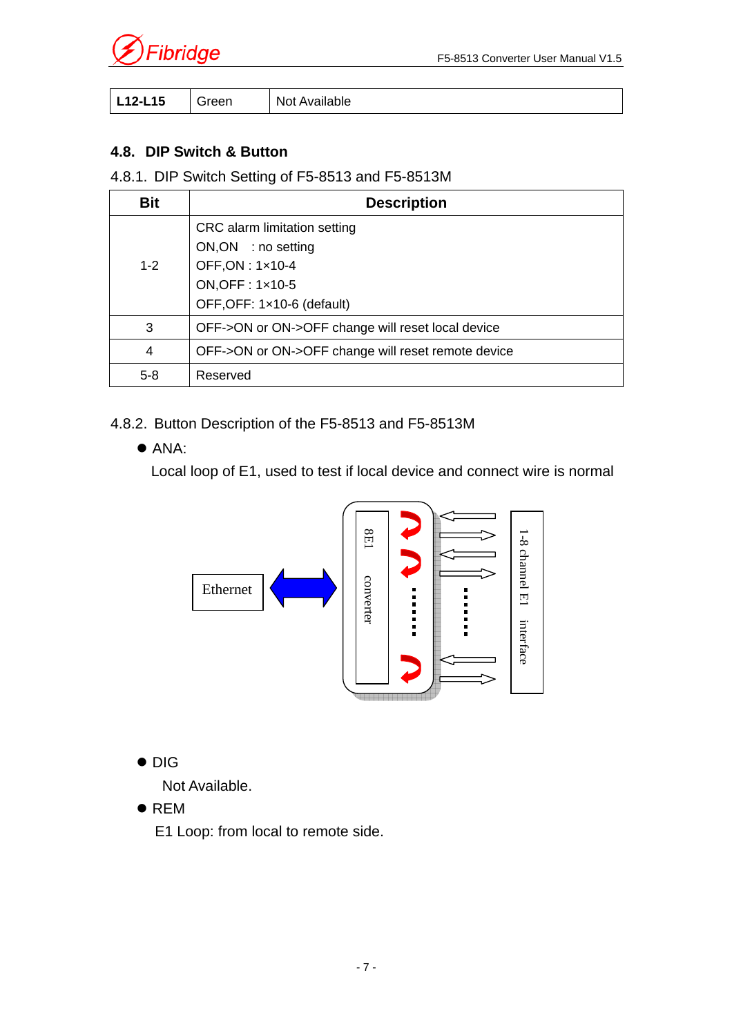| L12-L15 | Green | Not Available |
|---|---|---|

## 4.8. DIP Switch & Button

### 4.8.1. DIP Switch Setting of F5-8513 and F5-8513M

| Bit | Description |
|---|---|
| 1-2 | CRC alarm limitation setting<br>ON,ON : no setting<br>OFF,ON : 1×10-4<br>ON,OFF : 1×10-5<br>OFF,OFF: 1×10-6 (default) |
| 3 | OFF->ON or ON->OFF change will reset local device |
| 4 | OFF->ON or ON->OFF change will reset remote device |
| 5-8 | Reserved |

### 4.8.2. Button Description of the F5-8513 and F5-8513M

- ANA:

  Local loop of E1, used to test if local device and connect wire is normal

- DIG

  Not Available.

- REM

  E1 Loop: from local to remote side.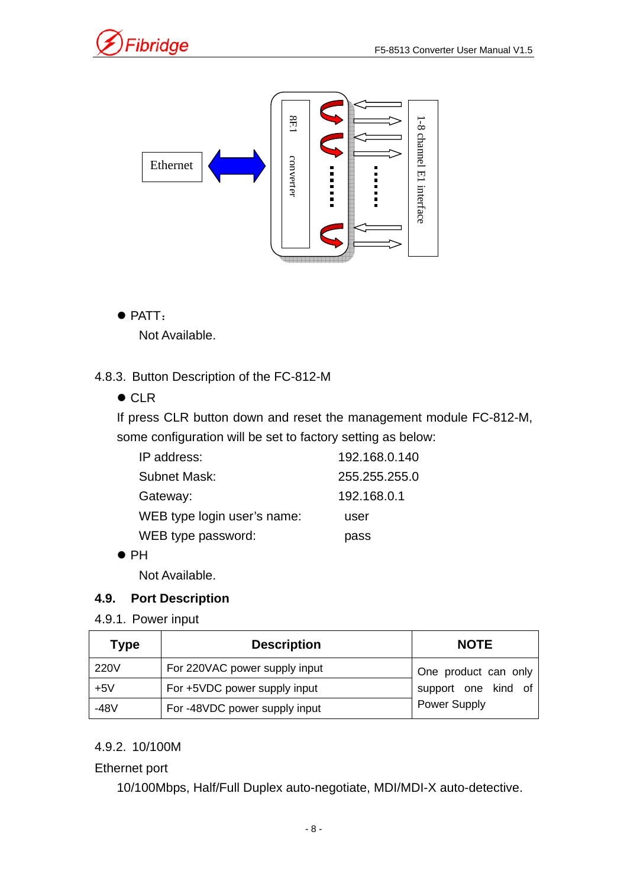- PATT：

  Not Available.

4.8.3. Button Description of the FC-812-M

- CLR

If press CLR button down and reset the management module FC-812-M, some configuration will be set to factory setting as below:

| | |
|---|---|
| IP address: | 192.168.0.140 |
| Subnet Mask: | 255.255.255.0 |
| Gateway: | 192.168.0.1 |
| WEB type login user's name: | user |
| WEB type password: | pass |

- PH

  Not Available.

## 4.9. Port Description

4.9.1. Power input

| Type | Description | NOTE |
|---|---|---|
| 220V | For 220VAC power supply input | One product can only support one kind of Power Supply |
| +5V | For +5VDC power supply input | |
| -48V | For -48VDC power supply input | |

4.9.2. 10/100M

Ethernet port

10/100Mbps, Half/Full Duplex auto-negotiate, MDI/MDI-X auto-detective.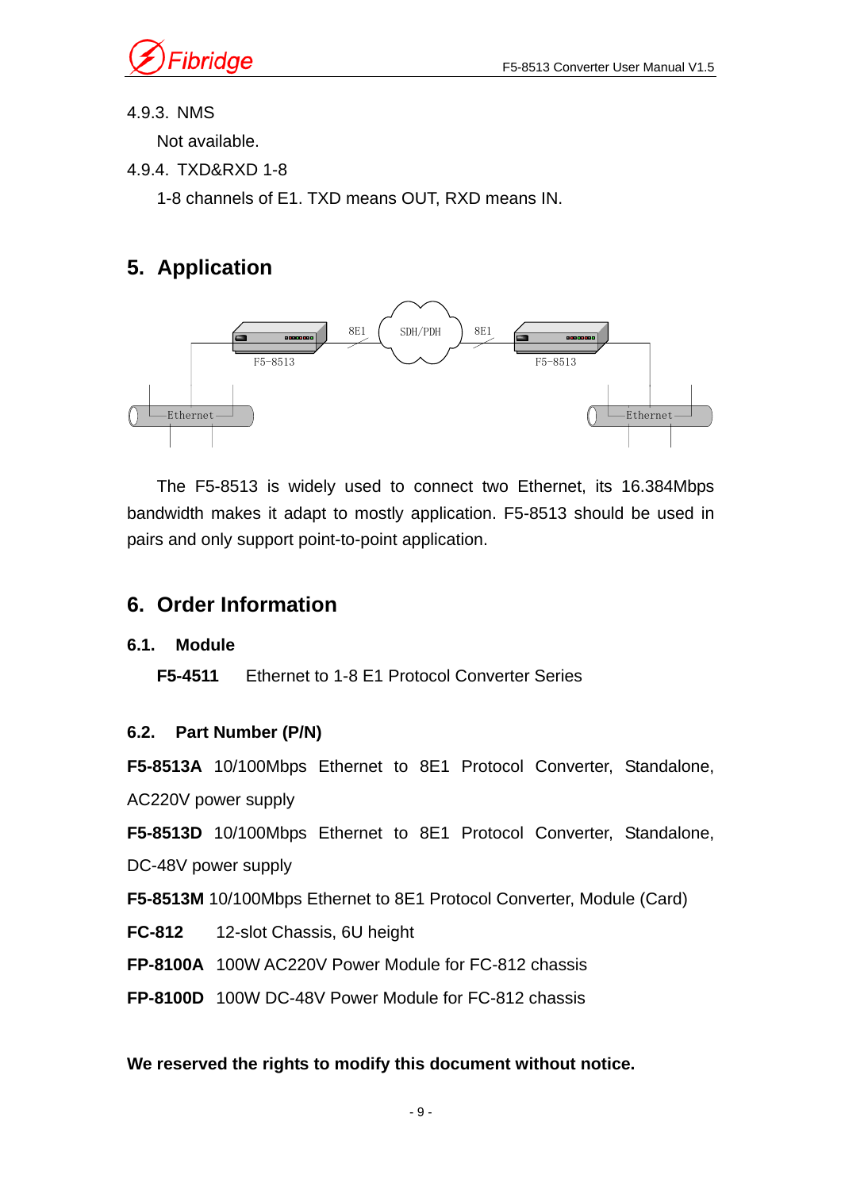4.9.3. NMS

Not available.

4.9.4. TXD&RXD 1-8

1-8 channels of E1. TXD means OUT, RXD means IN.

# 5. Application

The F5-8513 is widely used to connect two Ethernet, its 16.384Mbps bandwidth makes it adapt to mostly application. F5-8513 should be used in pairs and only support point-to-point application.

# 6. Order Information

## 6.1. Module

**F5-4511** Ethernet to 1-8 E1 Protocol Converter Series

## 6.2. Part Number (P/N)

**F5-8513A** 10/100Mbps Ethernet to 8E1 Protocol Converter, Standalone, AC220V power supply

**F5-8513D** 10/100Mbps Ethernet to 8E1 Protocol Converter, Standalone, DC-48V power supply

**F5-8513M** 10/100Mbps Ethernet to 8E1 Protocol Converter, Module (Card)

**FC-812** 12-slot Chassis, 6U height

**FP-8100A** 100W AC220V Power Module for FC-812 chassis

**FP-8100D** 100W DC-48V Power Module for FC-812 chassis

**We reserved the rights to modify this document without notice.**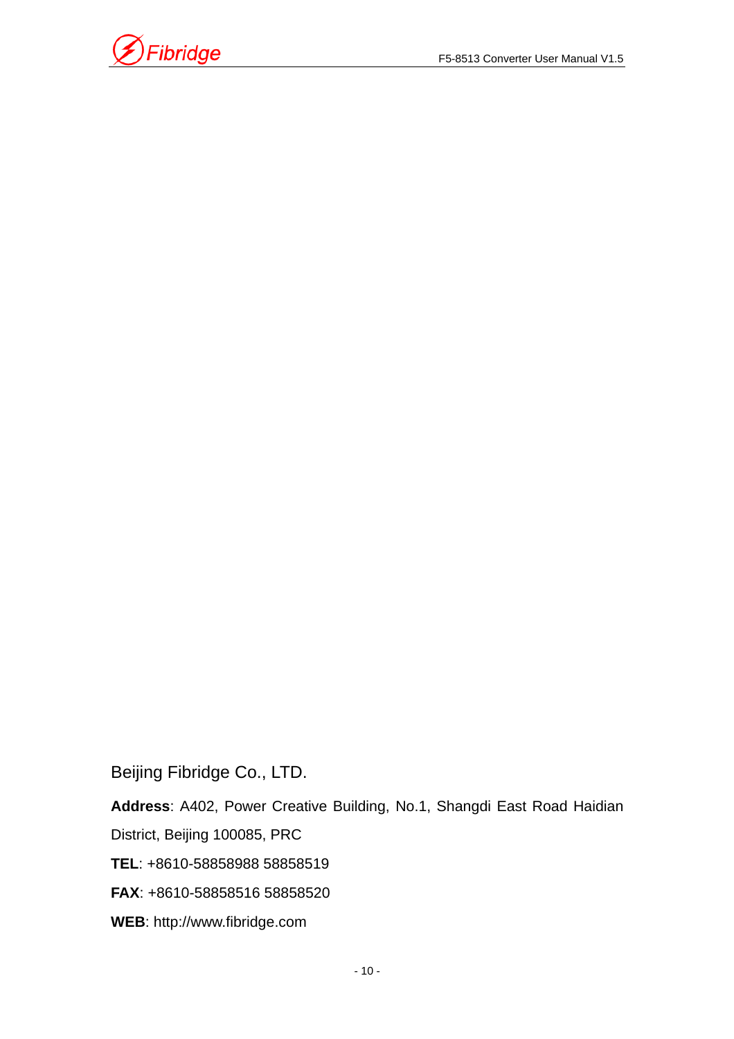Beijing Fibridge Co., LTD.

**Address**: A402, Power Creative Building, No.1, Shangdi East Road Haidian District, Beijing 100085, PRC

**TEL**: +8610-58858988 58858519

**FAX**: +8610-58858516 58858520

**WEB**: http://www.fibridge.com